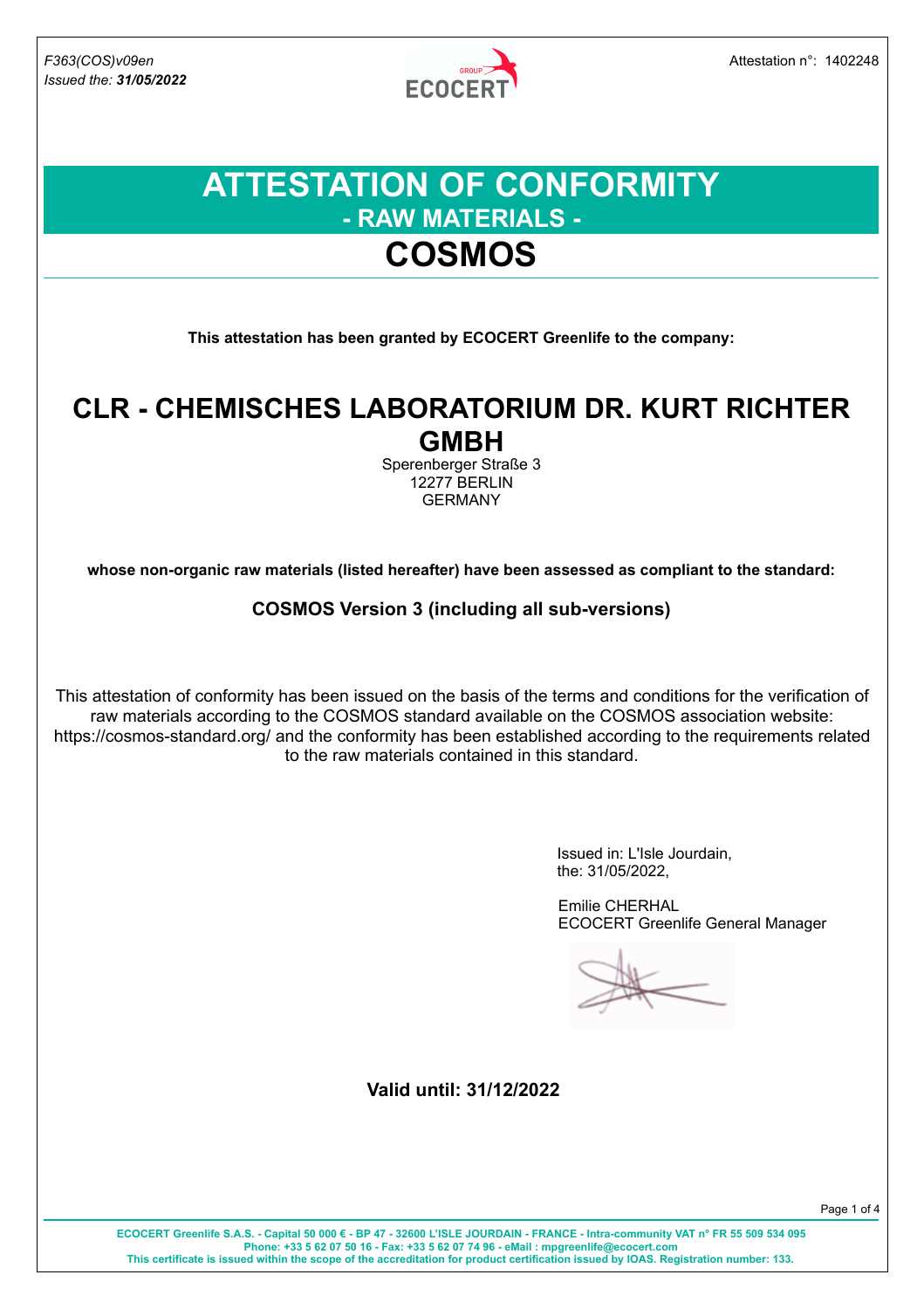*F363(COS)v09en*
*Issued the:* ***31/05/2022***

Attestation n°: 1402248

# ATTESTATION OF CONFORMITY
## - RAW MATERIALS -
# COSMOS

**This attestation has been granted by ECOCERT Greenlife to the company:**

## CLR - CHEMISCHES LABORATORIUM DR. KURT RICHTER GMBH

Sperenberger Straße 3
12277 BERLIN
GERMANY

**whose non-organic raw materials (listed hereafter) have been assessed as compliant to the standard:**

**COSMOS Version 3 (including all sub-versions)**

This attestation of conformity has been issued on the basis of the terms and conditions for the verification of raw materials according to the COSMOS standard available on the COSMOS association website: https://cosmos-standard.org/ and the conformity has been established according to the requirements related to the raw materials contained in this standard.

Issued in: L'Isle Jourdain,
the: 31/05/2022,

Emilie CHERHAL
ECOCERT Greenlife General Manager

**Valid until: 31/12/2022**

**ECOCERT Greenlife S.A.S. - Capital 50 000 € - BP 47 - 32600 L'ISLE JOURDAIN - FRANCE - Intra-community VAT n° FR 55 509 534 095**
**Phone: +33 5 62 07 50 16 - Fax: +33 5 62 07 74 96 - eMail : mpgreenlife@ecocert.com**
**This certificate is issued within the scope of the accreditation for product certification issued by IOAS. Registration number: 133.**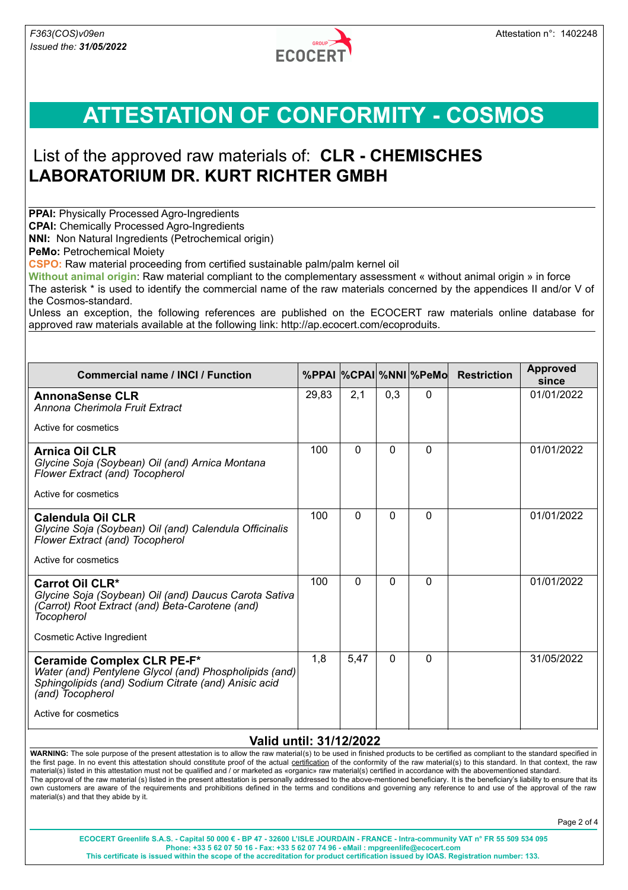F363(COS)v09en
*Issued the: **31/05/2022***

Attestation n°: 1402248

# ATTESTATION OF CONFORMITY - COSMOS

## List of the approved raw materials of: **CLR - CHEMISCHES LABORATORIUM DR. KURT RICHTER GMBH**

**PPAI:** Physically Processed Agro-Ingredients
**CPAI:** Chemically Processed Agro-Ingredients
**NNI:** Non Natural Ingredients (Petrochemical origin)
**PeMo:** Petrochemical Moiety
**CSPO:** Raw material proceeding from certified sustainable palm/palm kernel oil
**Without animal origin**: Raw material compliant to the complementary assessment « without animal origin » in force
The asterisk * is used to identify the commercial name of the raw materials concerned by the appendices II and/or V of the Cosmos-standard.
Unless an exception, the following references are published on the ECOCERT raw materials online database for approved raw materials available at the following link: http://ap.ecocert.com/ecoproduits.

| Commercial name / INCI / Function | %PPAI | %CPAI | %NNI | %PeMo | Restriction | Approved since |
|---|---|---|---|---|---|---|
| **AnnonaSense CLR**<br>*Annona Cherimola Fruit Extract*<br><br>Active for cosmetics | 29,83 | 2,1 | 0,3 | 0 | | 01/01/2022 |
| **Arnica Oil CLR**<br>*Glycine Soja (Soybean) Oil (and) Arnica Montana Flower Extract (and) Tocopherol*<br><br>Active for cosmetics | 100 | 0 | 0 | 0 | | 01/01/2022 |
| **Calendula Oil CLR**<br>*Glycine Soja (Soybean) Oil (and) Calendula Officinalis Flower Extract (and) Tocopherol*<br><br>Active for cosmetics | 100 | 0 | 0 | 0 | | 01/01/2022 |
| **Carrot Oil CLR***<br>*Glycine Soja (Soybean) Oil (and) Daucus Carota Sativa (Carrot) Root Extract (and) Beta-Carotene (and) Tocopherol*<br><br>Cosmetic Active Ingredient | 100 | 0 | 0 | 0 | | 01/01/2022 |
| **Ceramide Complex CLR PE-F***<br>*Water (and) Pentylene Glycol (and) Phospholipids (and) Sphingolipids (and) Sodium Citrate (and) Anisic acid (and) Tocopherol*<br><br>Active for cosmetics | 1,8 | 5,47 | 0 | 0 | | 31/05/2022 |

**Valid until: 31/12/2022**

**WARNING:** The sole purpose of the present attestation is to allow the raw material(s) to be used in finished products to be certified as compliant to the standard specified in the first page. In no event this attestation should constitute proof of the actual certification of the conformity of the raw material(s) to this standard. In that context, the raw material(s) listed in this attestation must not be qualified and / or marketed as «organic» raw material(s) certified in accordance with the abovementioned standard.
The approval of the raw material (s) listed in the present attestation is personally addressed to the above-mentioned beneficiary. It is the beneficiary's liability to ensure that its own customers are aware of the requirements and prohibitions defined in the terms and conditions and governing any reference to and use of the approval of the raw material(s) and that they abide by it.

**ECOCERT Greenlife S.A.S. - Capital 50 000 € - BP 47 - 32600 L'ISLE JOURDAIN - FRANCE - Intra-community VAT n° FR 55 509 534 095**
**Phone: +33 5 62 07 50 16 - Fax: +33 5 62 07 74 96 - eMail : mpgreenlife@ecocert.com**
**This certificate is issued within the scope of the accreditation for product certification issued by IOAS. Registration number: 133.**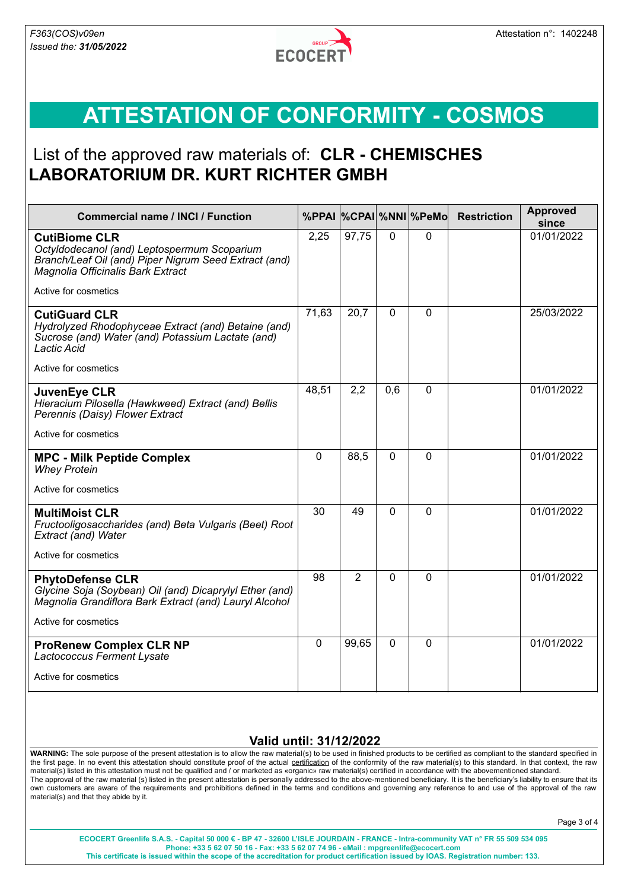F363(COS)v09en
*Issued the:* ***31/05/2022***

Attestation n°: 1402248

# ATTESTATION OF CONFORMITY - COSMOS

## List of the approved raw materials of: **CLR - CHEMISCHES LABORATORIUM DR. KURT RICHTER GMBH**

| Commercial name / INCI / Function | %PPAI | %CPAI | %NNI | %PeMo | Restriction | Approved since |
|---|---|---|---|---|---|---|
| **CutiBiome CLR**<br>*Octyldodecanol (and) Leptospermum Scoparium Branch/Leaf Oil (and) Piper Nigrum Seed Extract (and) Magnolia Officinalis Bark Extract*<br><br>Active for cosmetics | 2,25 | 97,75 | 0 | 0 | | 01/01/2022 |
| **CutiGuard CLR**<br>*Hydrolyzed Rhodophyceae Extract (and) Betaine (and) Sucrose (and) Water (and) Potassium Lactate (and) Lactic Acid*<br><br>Active for cosmetics | 71,63 | 20,7 | 0 | 0 | | 25/03/2022 |
| **JuvenEye CLR**<br>*Hieracium Pilosella (Hawkweed) Extract (and) Bellis Perennis (Daisy) Flower Extract*<br><br>Active for cosmetics | 48,51 | 2,2 | 0,6 | 0 | | 01/01/2022 |
| **MPC - Milk Peptide Complex**<br>*Whey Protein*<br><br>Active for cosmetics | 0 | 88,5 | 0 | 0 | | 01/01/2022 |
| **MultiMoist CLR**<br>*Fructooligosaccharides (and) Beta Vulgaris (Beet) Root Extract (and) Water*<br><br>Active for cosmetics | 30 | 49 | 0 | 0 | | 01/01/2022 |
| **PhytoDefense CLR**<br>*Glycine Soja (Soybean) Oil (and) Dicaprylyl Ether (and) Magnolia Grandiflora Bark Extract (and) Lauryl Alcohol*<br><br>Active for cosmetics | 98 | 2 | 0 | 0 | | 01/01/2022 |
| **ProRenew Complex CLR NP**<br>*Lactococcus Ferment Lysate*<br><br>Active for cosmetics | 0 | 99,65 | 0 | 0 | | 01/01/2022 |

**Valid until: 31/12/2022**

**WARNING:** The sole purpose of the present attestation is to allow the raw material(s) to be used in finished products to be certified as compliant to the standard specified in the first page. In no event this attestation should constitute proof of the actual certification of the conformity of the raw material(s) to this standard. In that context, the raw material(s) listed in this attestation must not be qualified and / or marketed as «organic» raw material(s) certified in accordance with the abovementioned standard.
The approval of the raw material (s) listed in the present attestation is personally addressed to the above-mentioned beneficiary. It is the beneficiary's liability to ensure that its own customers are aware of the requirements and prohibitions defined in the terms and conditions and governing any reference to and use of the approval of the raw material(s) and that they abide by it.

**ECOCERT Greenlife S.A.S. - Capital 50 000 € - BP 47 - 32600 L'ISLE JOURDAIN - FRANCE - Intra-community VAT n° FR 55 509 534 095**
**Phone: +33 5 62 07 50 16 - Fax: +33 5 62 07 74 96 - eMail : mpgreenlife@ecocert.com**
**This certificate is issued within the scope of the accreditation for product certification issued by IOAS. Registration number: 133.**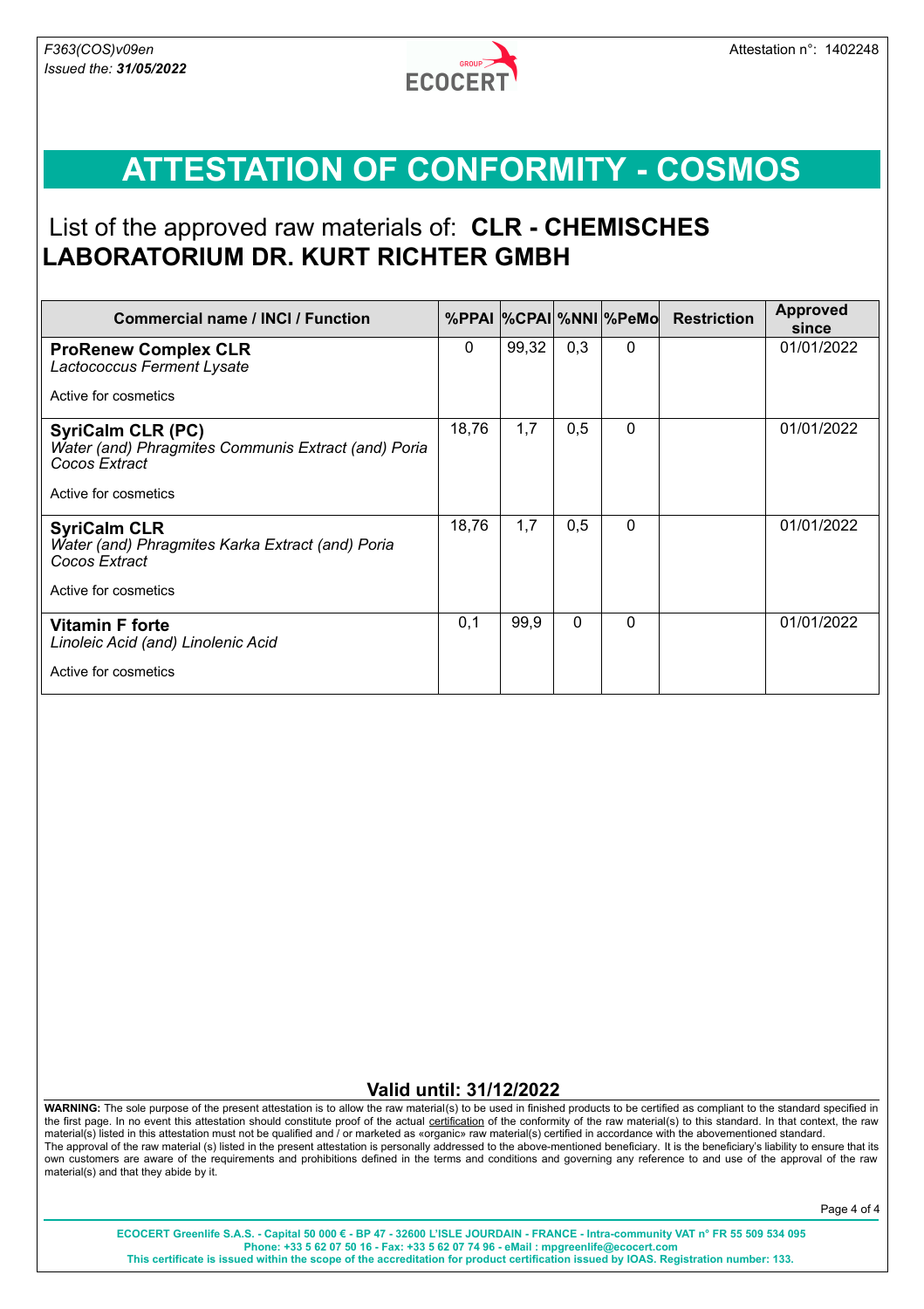# ATTESTATION OF CONFORMITY - COSMOS

## List of the approved raw materials of: **CLR - CHEMISCHES LABORATORIUM DR. KURT RICHTER GMBH**

| Commercial name / INCI / Function | %PPAI | %CPAI | %NNI | %PeMo | Restriction | Approved since |
|---|---|---|---|---|---|---|
| **ProRenew Complex CLR**<br>*Lactococcus Ferment Lysate*<br><br>Active for cosmetics | 0 | 99,32 | 0,3 | 0 | | 01/01/2022 |
| **SyriCalm CLR (PC)**<br>*Water (and) Phragmites Communis Extract (and) Poria Cocos Extract*<br><br>Active for cosmetics | 18,76 | 1,7 | 0,5 | 0 | | 01/01/2022 |
| **SyriCalm CLR**<br>*Water (and) Phragmites Karka Extract (and) Poria Cocos Extract*<br><br>Active for cosmetics | 18,76 | 1,7 | 0,5 | 0 | | 01/01/2022 |
| **Vitamin F forte**<br>*Linoleic Acid (and) Linolenic Acid*<br><br>Active for cosmetics | 0,1 | 99,9 | 0 | 0 | | 01/01/2022 |

**Valid until: 31/12/2022**

**WARNING:** The sole purpose of the present attestation is to allow the raw material(s) to be used in finished products to be certified as compliant to the standard specified in the first page. In no event this attestation should constitute proof of the actual certification of the conformity of the raw material(s) to this standard. In that context, the raw material(s) listed in this attestation must not be qualified and / or marketed as «organic» raw material(s) certified in accordance with the abovementioned standard.
The approval of the raw material (s) listed in the present attestation is personally addressed to the above-mentioned beneficiary. It is the beneficiary's liability to ensure that its own customers are aware of the requirements and prohibitions defined in the terms and conditions and governing any reference to and use of the approval of the raw material(s) and that they abide by it.